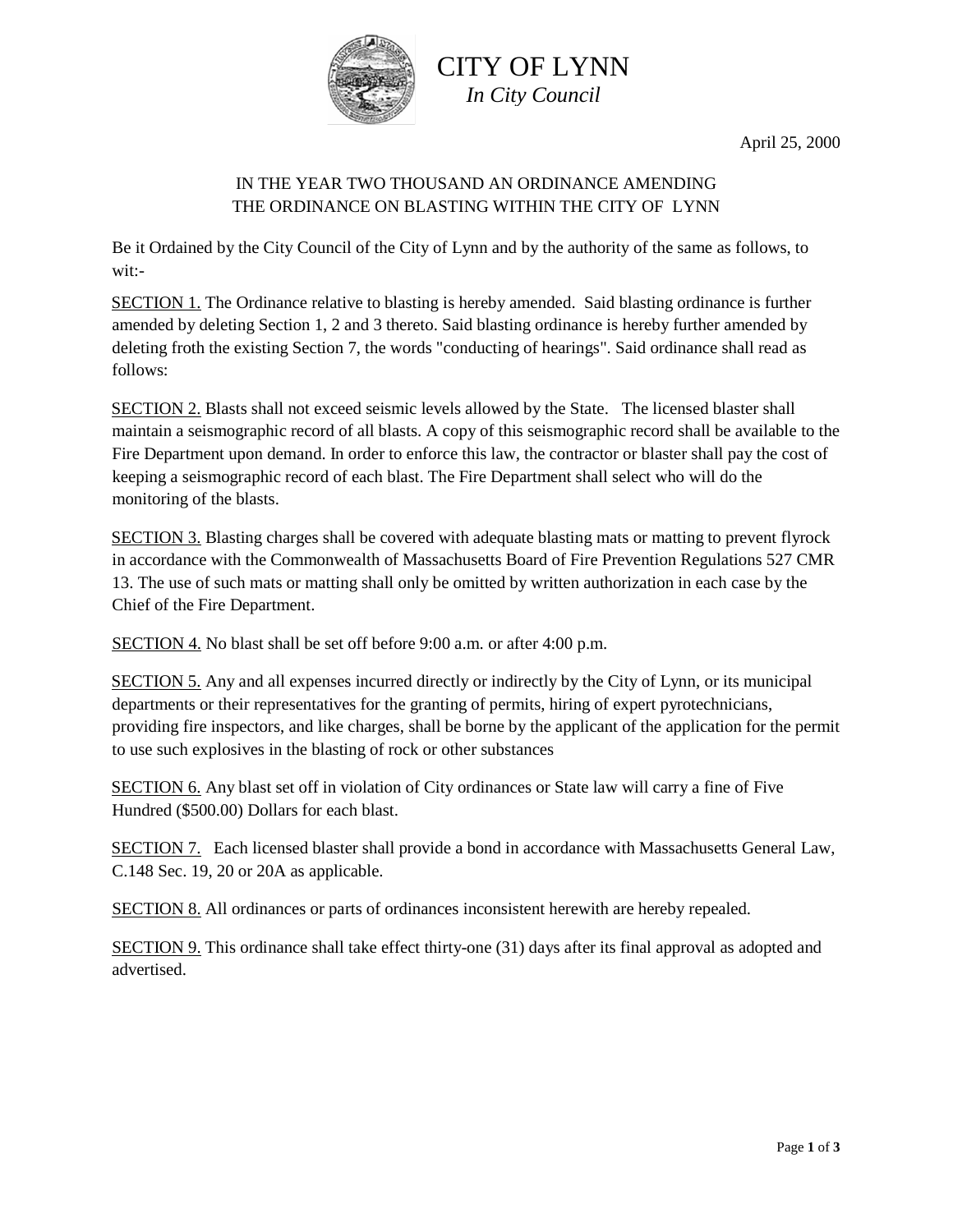# CITY OF LYNN

*In City Council*

April 25, 2000

## IN THE YEAR TWO THOUSAND AN ORDINANCE AMENDING THE ORDINANCE ON BLASTING WITHIN THE CITY OF LYNN

Be it Ordained by the City Council of the City of Lynn and by the authority of the same as follows, to wit:-

SECTION 1. The Ordinance relative to blasting is hereby amended. Said blasting ordinance is further amended by deleting Section 1, 2 and 3 thereto. Said blasting ordinance is hereby further amended by deleting froth the existing Section 7, the words "conducting of hearings". Said ordinance shall read as follows:

SECTION 2. Blasts shall not exceed seismic levels allowed by the State. The licensed blaster shall maintain a seismographic record of all blasts. A copy of this seismographic record shall be available to the Fire Department upon demand. In order to enforce this law, the contractor or blaster shall pay the cost of keeping a seismographic record of each blast. The Fire Department shall select who will do the monitoring of the blasts.

SECTION 3. Blasting charges shall be covered with adequate blasting mats or matting to prevent flyrock in accordance with the Commonwealth of Massachusetts Board of Fire Prevention Regulations 527 CMR 13. The use of such mats or matting shall only be omitted by written authorization in each case by the Chief of the Fire Department.

SECTION 4. No blast shall be set off before 9:00 a.m. or after 4:00 p.m.

SECTION 5. Any and all expenses incurred directly or indirectly by the City of Lynn, or its municipal departments or their representatives for the granting of permits, hiring of expert pyrotechnicians, providing fire inspectors, and like charges, shall be borne by the applicant of the application for the permit to use such explosives in the blasting of rock or other substances

SECTION 6. Any blast set off in violation of City ordinances or State law will carry a fine of Five Hundred ($500.00) Dollars for each blast.

SECTION 7. Each licensed blaster shall provide a bond in accordance with Massachusetts General Law, C.148 Sec. 19, 20 or 20A as applicable.

SECTION 8. All ordinances or parts of ordinances inconsistent herewith are hereby repealed.

SECTION 9. This ordinance shall take effect thirty-one (31) days after its final approval as adopted and advertised.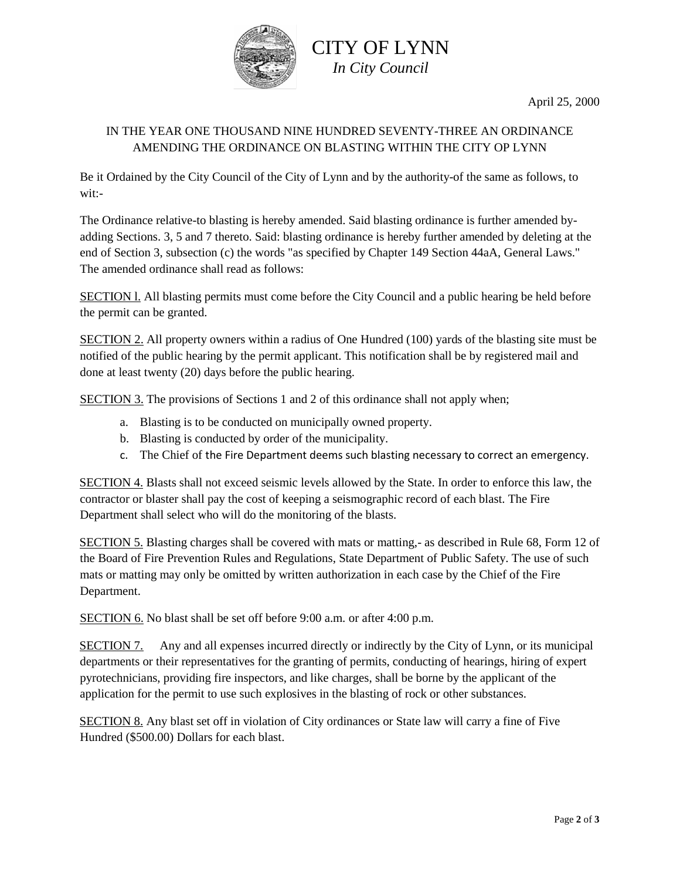# CITY OF LYNN

*In City Council*

April 25, 2000

IN THE YEAR ONE THOUSAND NINE HUNDRED SEVENTY-THREE AN ORDINANCE AMENDING THE ORDINANCE ON BLASTING WITHIN THE CITY OP LYNN

Be it Ordained by the City Council of the City of Lynn and by the authority-of the same as follows, to wit:-

The Ordinance relative-to blasting is hereby amended. Said blasting ordinance is further amended by-adding Sections. 3, 5 and 7 thereto. Said: blasting ordinance is hereby further amended by deleting at the end of Section 3, subsection (c) the words "as specified by Chapter 149 Section 44aA, General Laws." The amended ordinance shall read as follows:

<u>SECTION l.</u> All blasting permits must come before the City Council and a public hearing be held before the permit can be granted.

<u>SECTION 2.</u> All property owners within a radius of One Hundred (100) yards of the blasting site must be notified of the public hearing by the permit applicant. This notification shall be by registered mail and done at least twenty (20) days before the public hearing.

<u>SECTION 3.</u> The provisions of Sections 1 and 2 of this ordinance shall not apply when;

a. Blasting is to be conducted on municipally owned property.
b. Blasting is conducted by order of the municipality.
c. The Chief of the Fire Department deems such blasting necessary to correct an emergency.

<u>SECTION 4.</u> Blasts shall not exceed seismic levels allowed by the State. In order to enforce this law, the contractor or blaster shall pay the cost of keeping a seismographic record of each blast. The Fire Department shall select who will do the monitoring of the blasts.

<u>SECTION 5.</u> Blasting charges shall be covered with mats or matting,- as described in Rule 68, Form 12 of the Board of Fire Prevention Rules and Regulations, State Department of Public Safety. The use of such mats or matting may only be omitted by written authorization in each case by the Chief of the Fire Department.

<u>SECTION 6.</u> No blast shall be set off before 9:00 a.m. or after 4:00 p.m.

<u>SECTION 7.</u> Any and all expenses incurred directly or indirectly by the City of Lynn, or its municipal departments or their representatives for the granting of permits, conducting of hearings, hiring of expert pyrotechnicians, providing fire inspectors, and like charges, shall be borne by the applicant of the application for the permit to use such explosives in the blasting of rock or other substances.

<u>SECTION 8.</u> Any blast set off in violation of City ordinances or State law will carry a fine of Five Hundred ($500.00) Dollars for each blast.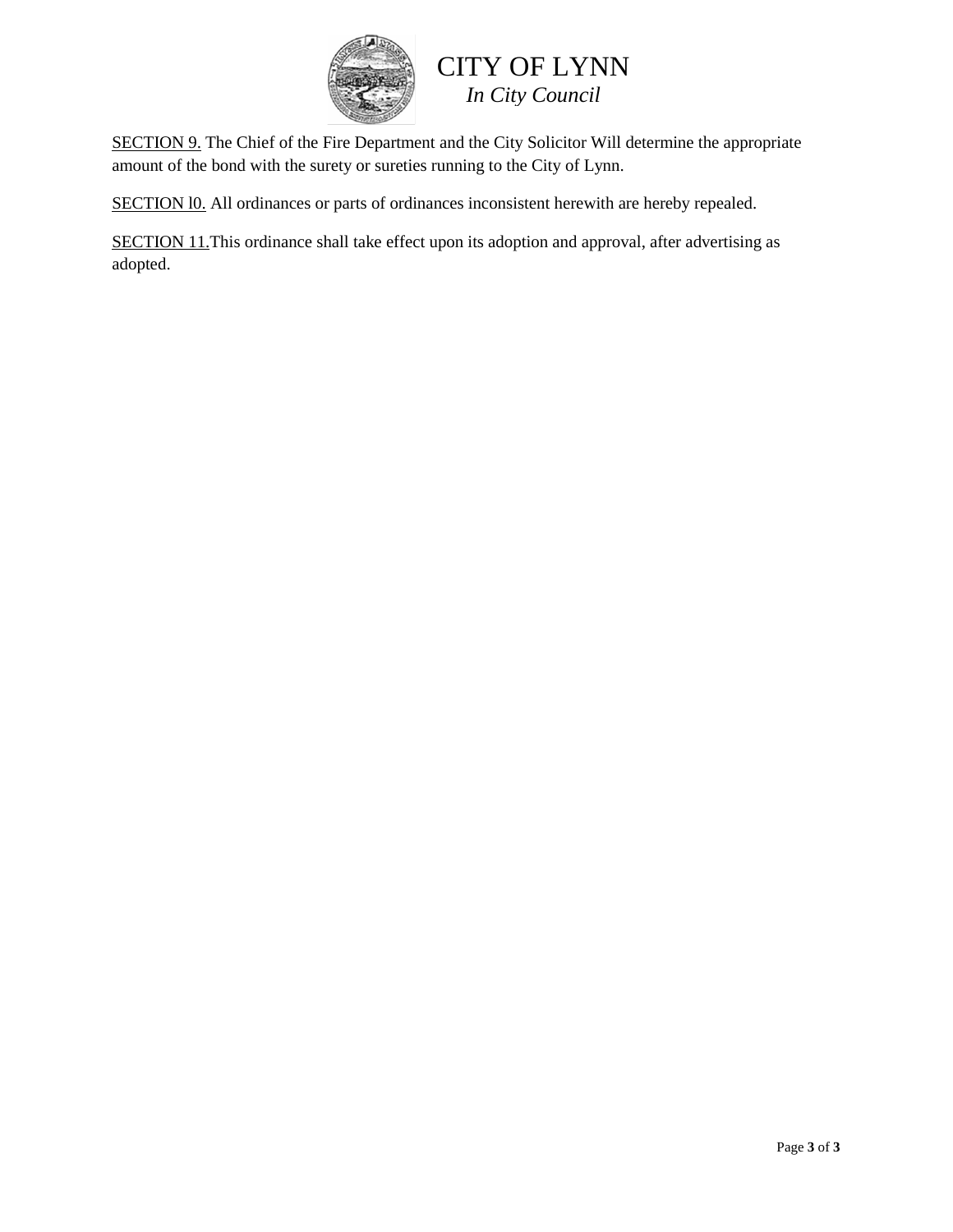<u>SECTION 9.</u> The Chief of the Fire Department and the City Solicitor Will determine the appropriate amount of the bond with the surety or sureties running to the City of Lynn.

<u>SECTION l0.</u> All ordinances or parts of ordinances inconsistent herewith are hereby repealed.

<u>SECTION 11.</u>This ordinance shall take effect upon its adoption and approval, after advertising as adopted.